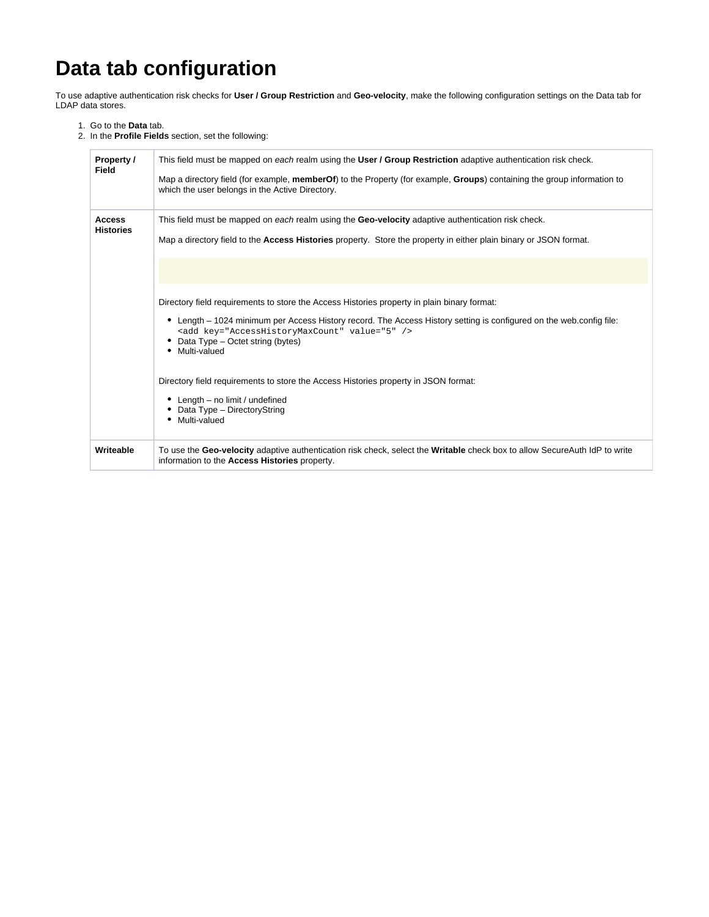# Data tab configuration

To use adaptive authentication risk checks for **User / Group Restriction** and **Geo-velocity**, make the following configuration settings on the Data tab for LDAP data stores.

1. Go to the **Data** tab.
2. In the **Profile Fields** section, set the following:

| | |
|---|---|
| **Property / Field** | This field must be mapped on *each* realm using the **User / Group Restriction** adaptive authentication risk check.<br><br>Map a directory field (for example, **memberOf**) to the Property (for example, **Groups**) containing the group information to which the user belongs in the Active Directory. |
| **Access Histories** | This field must be mapped on *each* realm using the **Geo-velocity** adaptive authentication risk check.<br><br>Map a directory field to the **Access Histories** property. Store the property in either plain binary or JSON format.<br><br>Directory field requirements to store the Access Histories property in plain binary format:<br><br>• Length – 1024 minimum per Access History record. The Access History setting is configured on the web.config file: `<add key="AccessHistoryMaxCount" value="5" />`<br>• Data Type – Octet string (bytes)<br>• Multi-valued<br><br>Directory field requirements to store the Access Histories property in JSON format:<br><br>• Length – no limit / undefined<br>• Data Type – DirectoryString<br>• Multi-valued |
| **Writeable** | To use the **Geo-velocity** adaptive authentication risk check, select the **Writable** check box to allow SecureAuth IdP to write information to the **Access Histories** property. |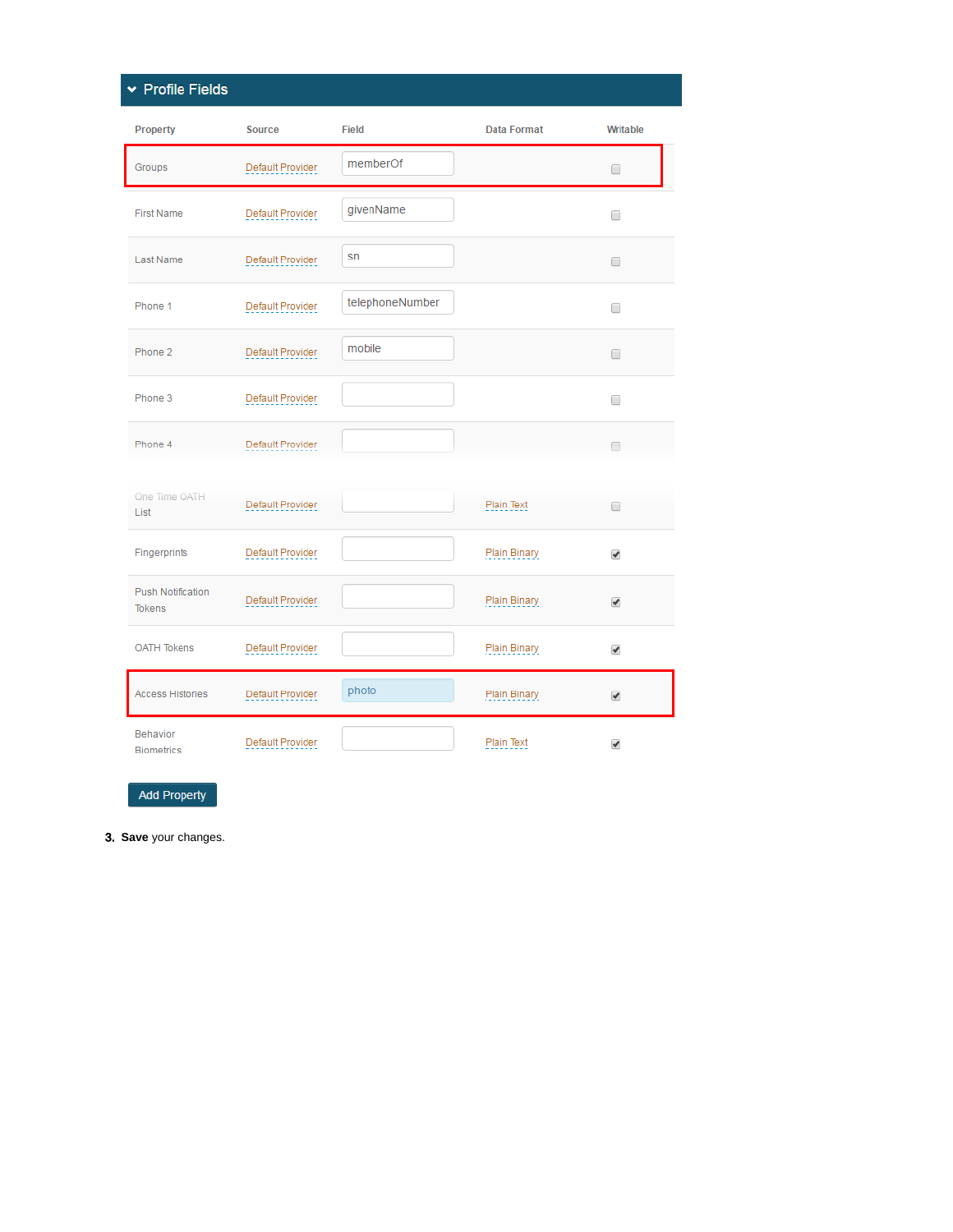## Profile Fields

| Property | Source | Field | Data Format | Writable |
|---|---|---|---|---|
| Groups | Default Provider | memberOf | | ☐ |
| First Name | Default Provider | givenName | | ☐ |
| Last Name | Default Provider | sn | | ☐ |
| Phone 1 | Default Provider | telephoneNumber | | ☐ |
| Phone 2 | Default Provider | mobile | | ☐ |
| Phone 3 | Default Provider | | | ☐ |
| Phone 4 | Default Provider | | | ☐ |
| One Time OATH List | Default Provider | | Plain Text | ☐ |
| Fingerprints | Default Provider | | Plain Binary | ☑ |
| Push Notification Tokens | Default Provider | | Plain Binary | ☑ |
| OATH Tokens | Default Provider | | Plain Binary | ☑ |
| Access Histories | Default Provider | photo | Plain Binary | ☑ |
| Behavior Biometrics | Default Provider | | Plain Text | ☑ |

Add Property

3. **Save** your changes.